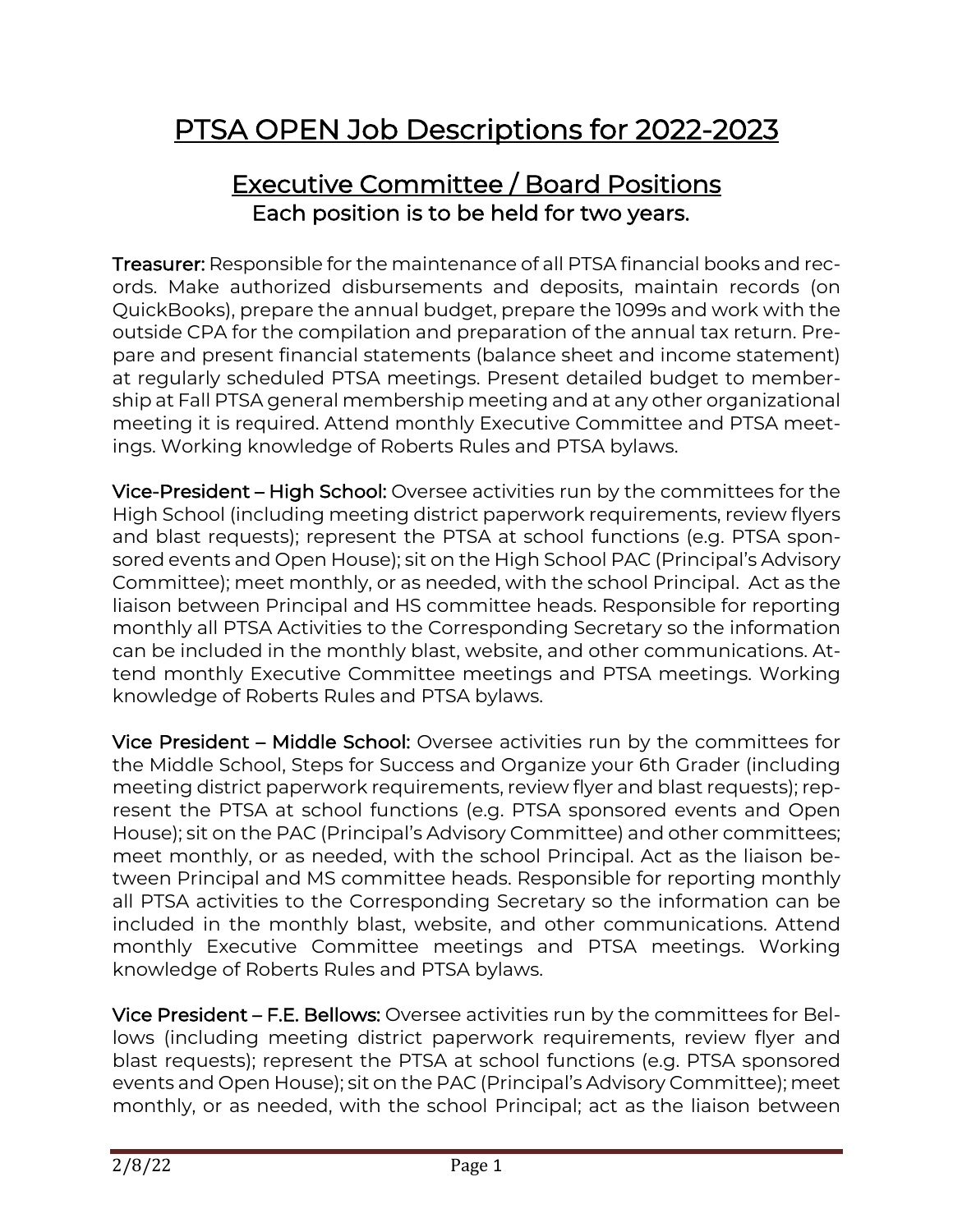# PTSA OPEN Job Descriptions for 2022-2023

## Executive Committee / Board Positions

### Each position is to be held for two years.

**Treasurer:** Responsible for the maintenance of all PTSA financial books and records. Make authorized disbursements and deposits, maintain records (on QuickBooks), prepare the annual budget, prepare the 1099s and work with the outside CPA for the compilation and preparation of the annual tax return. Prepare and present financial statements (balance sheet and income statement) at regularly scheduled PTSA meetings. Present detailed budget to membership at Fall PTSA general membership meeting and at any other organizational meeting it is required. Attend monthly Executive Committee and PTSA meetings. Working knowledge of Roberts Rules and PTSA bylaws.

**Vice-President – High School:** Oversee activities run by the committees for the High School (including meeting district paperwork requirements, review flyers and blast requests); represent the PTSA at school functions (e.g. PTSA sponsored events and Open House); sit on the High School PAC (Principal's Advisory Committee); meet monthly, or as needed, with the school Principal. Act as the liaison between Principal and HS committee heads. Responsible for reporting monthly all PTSA Activities to the Corresponding Secretary so the information can be included in the monthly blast, website, and other communications. Attend monthly Executive Committee meetings and PTSA meetings. Working knowledge of Roberts Rules and PTSA bylaws.

**Vice President – Middle School:** Oversee activities run by the committees for the Middle School, Steps for Success and Organize your 6th Grader (including meeting district paperwork requirements, review flyer and blast requests); represent the PTSA at school functions (e.g. PTSA sponsored events and Open House); sit on the PAC (Principal's Advisory Committee) and other committees; meet monthly, or as needed, with the school Principal. Act as the liaison between Principal and MS committee heads. Responsible for reporting monthly all PTSA activities to the Corresponding Secretary so the information can be included in the monthly blast, website, and other communications. Attend monthly Executive Committee meetings and PTSA meetings. Working knowledge of Roberts Rules and PTSA bylaws.

**Vice President – F.E. Bellows:** Oversee activities run by the committees for Bellows (including meeting district paperwork requirements, review flyer and blast requests); represent the PTSA at school functions (e.g. PTSA sponsored events and Open House); sit on the PAC (Principal's Advisory Committee); meet monthly, or as needed, with the school Principal; act as the liaison between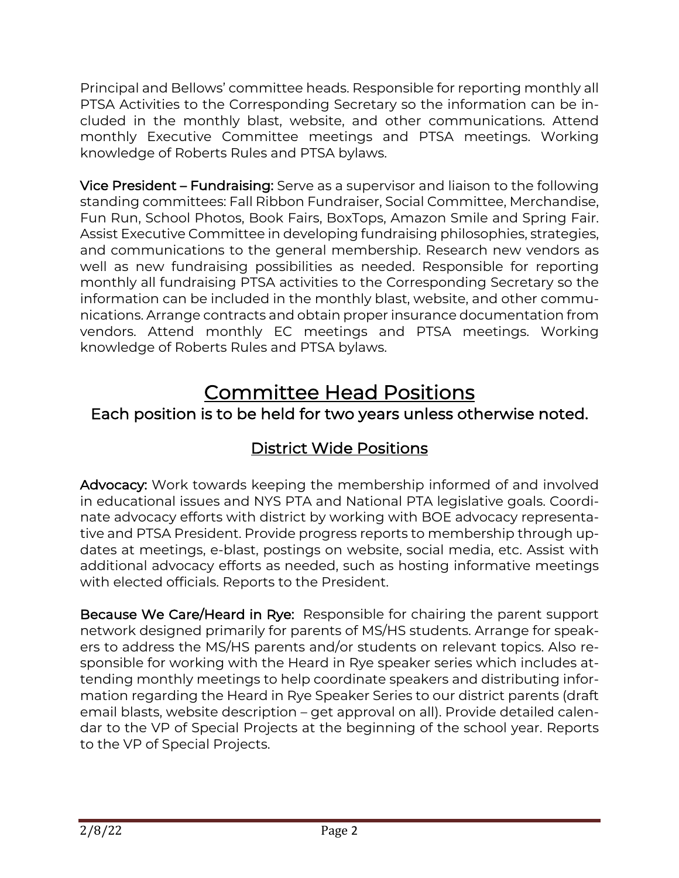Principal and Bellows' committee heads. Responsible for reporting monthly all PTSA Activities to the Corresponding Secretary so the information can be included in the monthly blast, website, and other communications. Attend monthly Executive Committee meetings and PTSA meetings. Working knowledge of Roberts Rules and PTSA bylaws.

**Vice President – Fundraising:** Serve as a supervisor and liaison to the following standing committees: Fall Ribbon Fundraiser, Social Committee, Merchandise, Fun Run, School Photos, Book Fairs, BoxTops, Amazon Smile and Spring Fair. Assist Executive Committee in developing fundraising philosophies, strategies, and communications to the general membership. Research new vendors as well as new fundraising possibilities as needed. Responsible for reporting monthly all fundraising PTSA activities to the Corresponding Secretary so the information can be included in the monthly blast, website, and other communications. Arrange contracts and obtain proper insurance documentation from vendors. Attend monthly EC meetings and PTSA meetings. Working knowledge of Roberts Rules and PTSA bylaws.

# Committee Head Positions

## Each position is to be held for two years unless otherwise noted.

## District Wide Positions

**Advocacy:** Work towards keeping the membership informed of and involved in educational issues and NYS PTA and National PTA legislative goals. Coordinate advocacy efforts with district by working with BOE advocacy representative and PTSA President. Provide progress reports to membership through updates at meetings, e-blast, postings on website, social media, etc. Assist with additional advocacy efforts as needed, such as hosting informative meetings with elected officials. Reports to the President.

**Because We Care/Heard in Rye:** Responsible for chairing the parent support network designed primarily for parents of MS/HS students. Arrange for speakers to address the MS/HS parents and/or students on relevant topics. Also responsible for working with the Heard in Rye speaker series which includes attending monthly meetings to help coordinate speakers and distributing information regarding the Heard in Rye Speaker Series to our district parents (draft email blasts, website description – get approval on all). Provide detailed calendar to the VP of Special Projects at the beginning of the school year. Reports to the VP of Special Projects.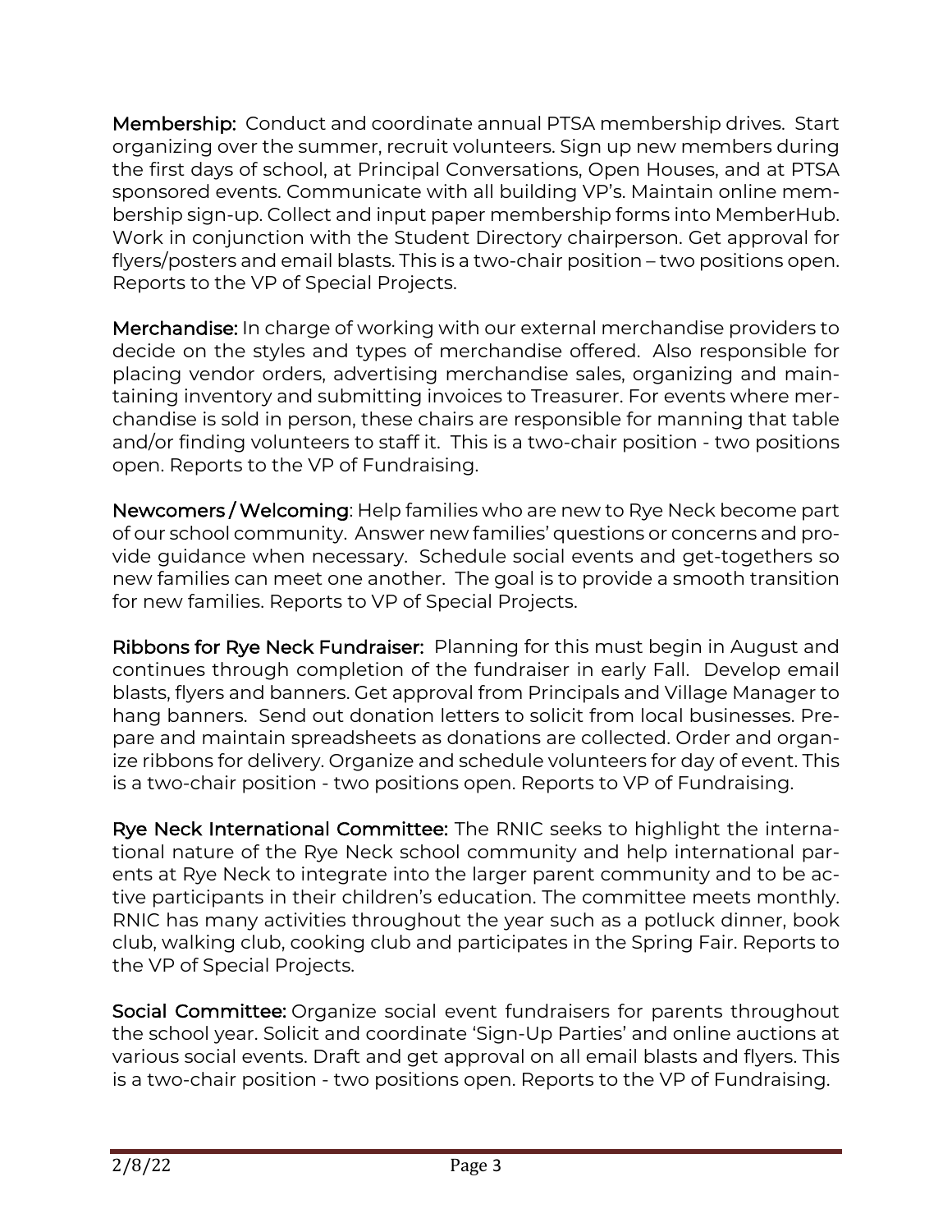**Membership:** Conduct and coordinate annual PTSA membership drives. Start organizing over the summer, recruit volunteers. Sign up new members during the first days of school, at Principal Conversations, Open Houses, and at PTSA sponsored events. Communicate with all building VP's. Maintain online membership sign-up. Collect and input paper membership forms into MemberHub. Work in conjunction with the Student Directory chairperson. Get approval for flyers/posters and email blasts. This is a two-chair position – two positions open. Reports to the VP of Special Projects.

**Merchandise:** In charge of working with our external merchandise providers to decide on the styles and types of merchandise offered. Also responsible for placing vendor orders, advertising merchandise sales, organizing and maintaining inventory and submitting invoices to Treasurer. For events where merchandise is sold in person, these chairs are responsible for manning that table and/or finding volunteers to staff it. This is a two-chair position - two positions open. Reports to the VP of Fundraising.

**Newcomers / Welcoming**: Help families who are new to Rye Neck become part of our school community. Answer new families' questions or concerns and provide guidance when necessary. Schedule social events and get-togethers so new families can meet one another. The goal is to provide a smooth transition for new families. Reports to VP of Special Projects.

**Ribbons for Rye Neck Fundraiser:** Planning for this must begin in August and continues through completion of the fundraiser in early Fall. Develop email blasts, flyers and banners. Get approval from Principals and Village Manager to hang banners. Send out donation letters to solicit from local businesses. Prepare and maintain spreadsheets as donations are collected. Order and organize ribbons for delivery. Organize and schedule volunteers for day of event. This is a two-chair position - two positions open. Reports to VP of Fundraising.

**Rye Neck International Committee:** The RNIC seeks to highlight the international nature of the Rye Neck school community and help international parents at Rye Neck to integrate into the larger parent community and to be active participants in their children's education. The committee meets monthly. RNIC has many activities throughout the year such as a potluck dinner, book club, walking club, cooking club and participates in the Spring Fair. Reports to the VP of Special Projects.

**Social Committee:** Organize social event fundraisers for parents throughout the school year. Solicit and coordinate 'Sign-Up Parties' and online auctions at various social events. Draft and get approval on all email blasts and flyers. This is a two-chair position - two positions open. Reports to the VP of Fundraising.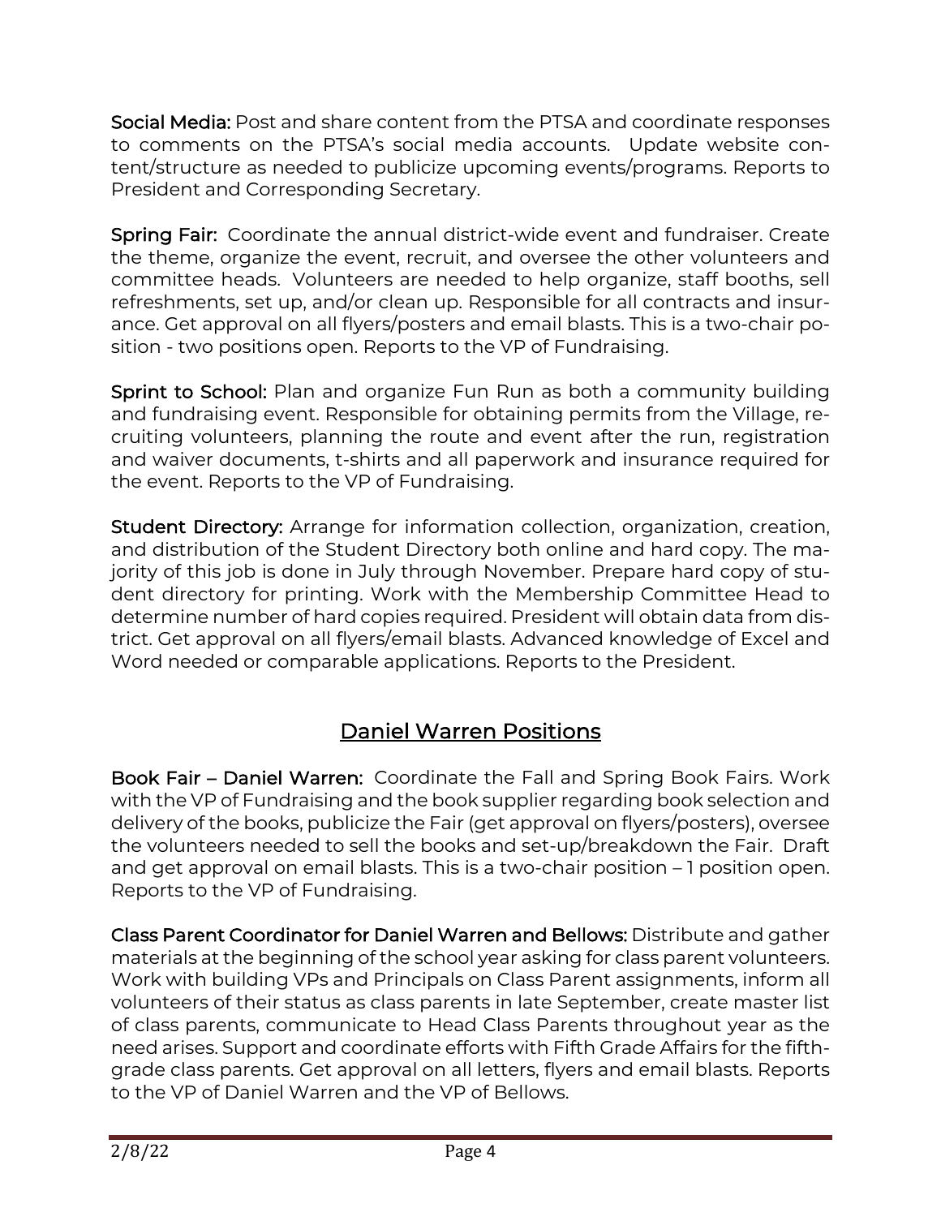**Social Media:** Post and share content from the PTSA and coordinate responses to comments on the PTSA's social media accounts. Update website content/structure as needed to publicize upcoming events/programs. Reports to President and Corresponding Secretary.

**Spring Fair:** Coordinate the annual district-wide event and fundraiser. Create the theme, organize the event, recruit, and oversee the other volunteers and committee heads. Volunteers are needed to help organize, staff booths, sell refreshments, set up, and/or clean up. Responsible for all contracts and insurance. Get approval on all flyers/posters and email blasts. This is a two-chair position - two positions open. Reports to the VP of Fundraising.

**Sprint to School:** Plan and organize Fun Run as both a community building and fundraising event. Responsible for obtaining permits from the Village, recruiting volunteers, planning the route and event after the run, registration and waiver documents, t-shirts and all paperwork and insurance required for the event. Reports to the VP of Fundraising.

**Student Directory:** Arrange for information collection, organization, creation, and distribution of the Student Directory both online and hard copy. The majority of this job is done in July through November. Prepare hard copy of student directory for printing. Work with the Membership Committee Head to determine number of hard copies required. President will obtain data from district. Get approval on all flyers/email blasts. Advanced knowledge of Excel and Word needed or comparable applications. Reports to the President.

## Daniel Warren Positions

**Book Fair – Daniel Warren:** Coordinate the Fall and Spring Book Fairs. Work with the VP of Fundraising and the book supplier regarding book selection and delivery of the books, publicize the Fair (get approval on flyers/posters), oversee the volunteers needed to sell the books and set-up/breakdown the Fair. Draft and get approval on email blasts. This is a two-chair position – 1 position open. Reports to the VP of Fundraising.

**Class Parent Coordinator for Daniel Warren and Bellows:** Distribute and gather materials at the beginning of the school year asking for class parent volunteers. Work with building VPs and Principals on Class Parent assignments, inform all volunteers of their status as class parents in late September, create master list of class parents, communicate to Head Class Parents throughout year as the need arises. Support and coordinate efforts with Fifth Grade Affairs for the fifth-grade class parents. Get approval on all letters, flyers and email blasts. Reports to the VP of Daniel Warren and the VP of Bellows.

2/8/22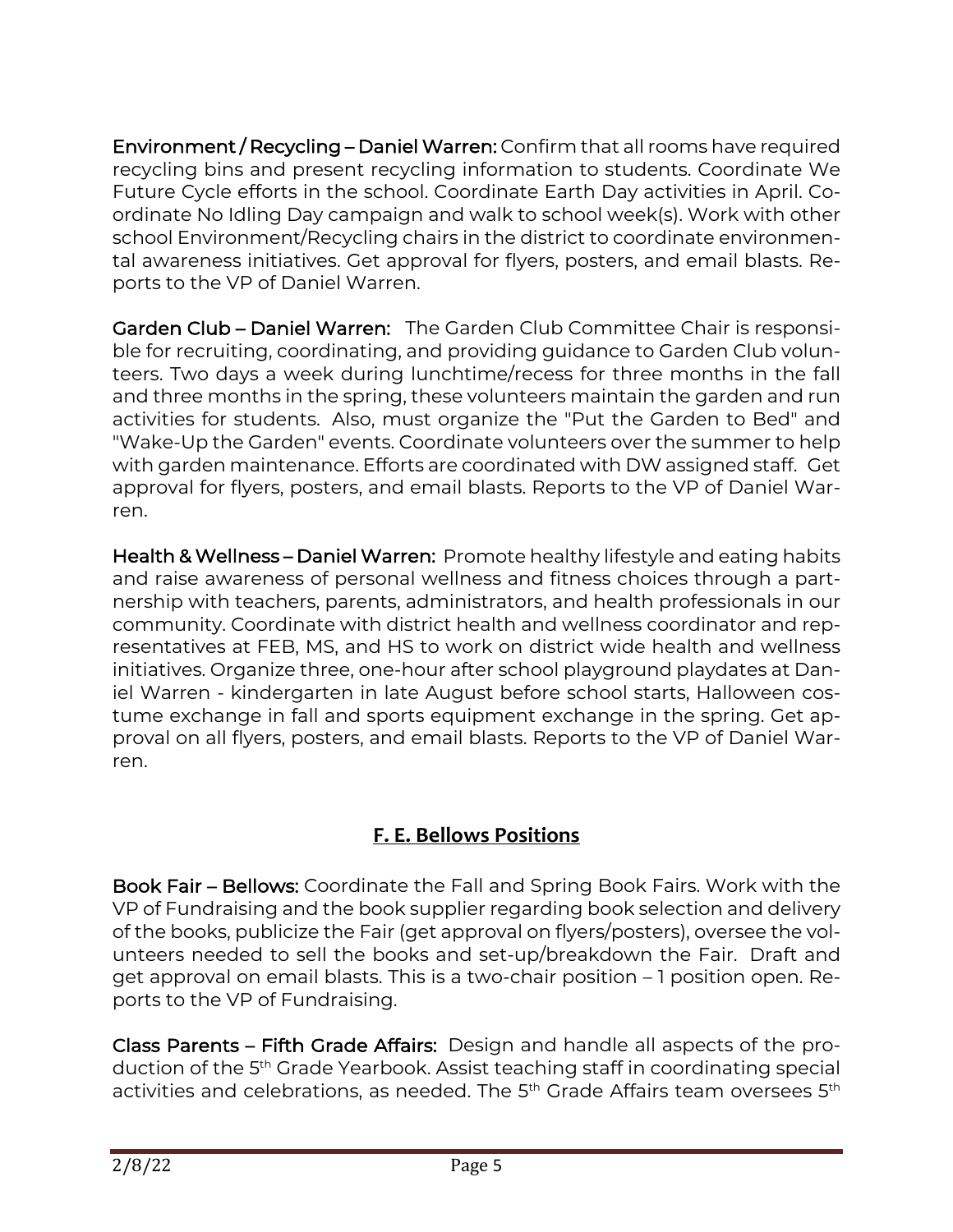**Environment / Recycling – Daniel Warren:** Confirm that all rooms have required recycling bins and present recycling information to students. Coordinate We Future Cycle efforts in the school. Coordinate Earth Day activities in April. Coordinate No Idling Day campaign and walk to school week(s). Work with other school Environment/Recycling chairs in the district to coordinate environmental awareness initiatives. Get approval for flyers, posters, and email blasts. Reports to the VP of Daniel Warren.

**Garden Club – Daniel Warren:** The Garden Club Committee Chair is responsible for recruiting, coordinating, and providing guidance to Garden Club volunteers. Two days a week during lunchtime/recess for three months in the fall and three months in the spring, these volunteers maintain the garden and run activities for students. Also, must organize the "Put the Garden to Bed" and "Wake-Up the Garden" events. Coordinate volunteers over the summer to help with garden maintenance. Efforts are coordinated with DW assigned staff. Get approval for flyers, posters, and email blasts. Reports to the VP of Daniel Warren.

**Health & Wellness – Daniel Warren:** Promote healthy lifestyle and eating habits and raise awareness of personal wellness and fitness choices through a partnership with teachers, parents, administrators, and health professionals in our community. Coordinate with district health and wellness coordinator and representatives at FEB, MS, and HS to work on district wide health and wellness initiatives. Organize three, one-hour after school playground playdates at Daniel Warren - kindergarten in late August before school starts, Halloween costume exchange in fall and sports equipment exchange in the spring. Get approval on all flyers, posters, and email blasts. Reports to the VP of Daniel Warren.

## F. E. Bellows Positions

**Book Fair – Bellows:** Coordinate the Fall and Spring Book Fairs. Work with the VP of Fundraising and the book supplier regarding book selection and delivery of the books, publicize the Fair (get approval on flyers/posters), oversee the volunteers needed to sell the books and set-up/breakdown the Fair. Draft and get approval on email blasts. This is a two-chair position – 1 position open. Reports to the VP of Fundraising.

**Class Parents – Fifth Grade Affairs:** Design and handle all aspects of the production of the 5th Grade Yearbook. Assist teaching staff in coordinating special activities and celebrations, as needed. The 5th Grade Affairs team oversees 5th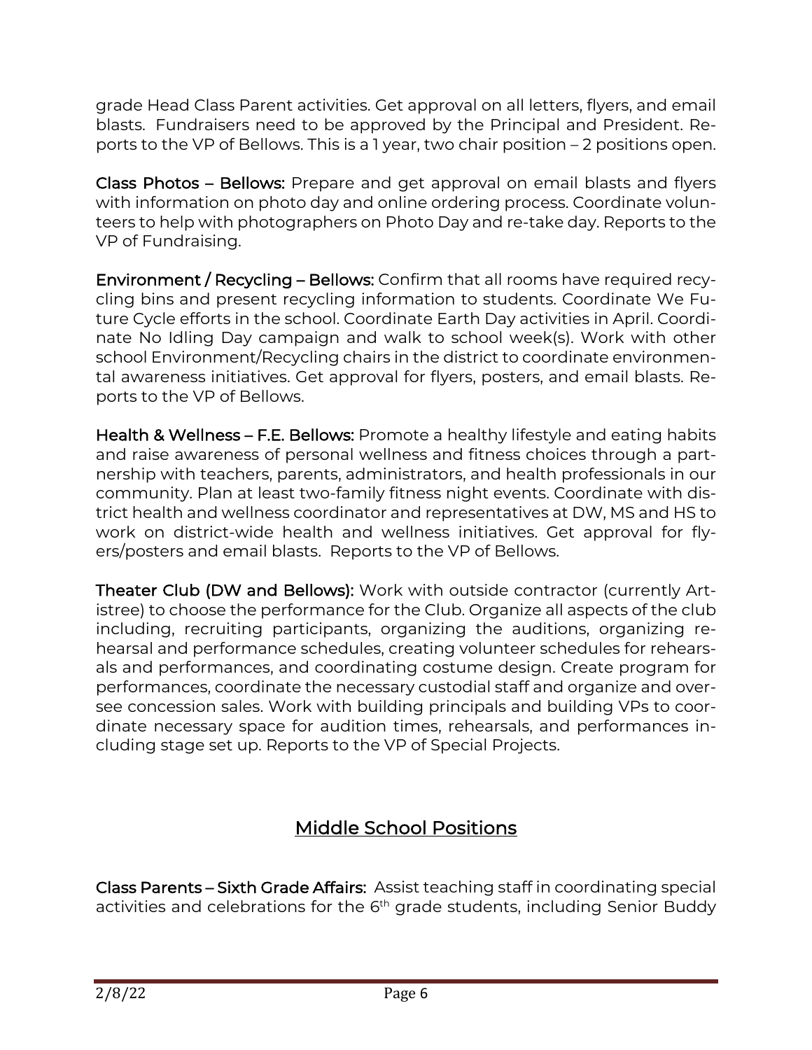grade Head Class Parent activities. Get approval on all letters, flyers, and email blasts. Fundraisers need to be approved by the Principal and President. Reports to the VP of Bellows. This is a 1 year, two chair position – 2 positions open.

**Class Photos – Bellows:** Prepare and get approval on email blasts and flyers with information on photo day and online ordering process. Coordinate volunteers to help with photographers on Photo Day and re-take day. Reports to the VP of Fundraising.

**Environment / Recycling – Bellows:** Confirm that all rooms have required recycling bins and present recycling information to students. Coordinate We Future Cycle efforts in the school. Coordinate Earth Day activities in April. Coordinate No Idling Day campaign and walk to school week(s). Work with other school Environment/Recycling chairs in the district to coordinate environmental awareness initiatives. Get approval for flyers, posters, and email blasts. Reports to the VP of Bellows.

**Health & Wellness – F.E. Bellows:** Promote a healthy lifestyle and eating habits and raise awareness of personal wellness and fitness choices through a partnership with teachers, parents, administrators, and health professionals in our community. Plan at least two-family fitness night events. Coordinate with district health and wellness coordinator and representatives at DW, MS and HS to work on district-wide health and wellness initiatives. Get approval for flyers/posters and email blasts. Reports to the VP of Bellows.

**Theater Club (DW and Bellows):** Work with outside contractor (currently Artistree) to choose the performance for the Club. Organize all aspects of the club including, recruiting participants, organizing the auditions, organizing rehearsal and performance schedules, creating volunteer schedules for rehearsals and performances, and coordinating costume design. Create program for performances, coordinate the necessary custodial staff and organize and oversee concession sales. Work with building principals and building VPs to coordinate necessary space for audition times, rehearsals, and performances including stage set up. Reports to the VP of Special Projects.

## Middle School Positions

**Class Parents – Sixth Grade Affairs:** Assist teaching staff in coordinating special activities and celebrations for the 6th grade students, including Senior Buddy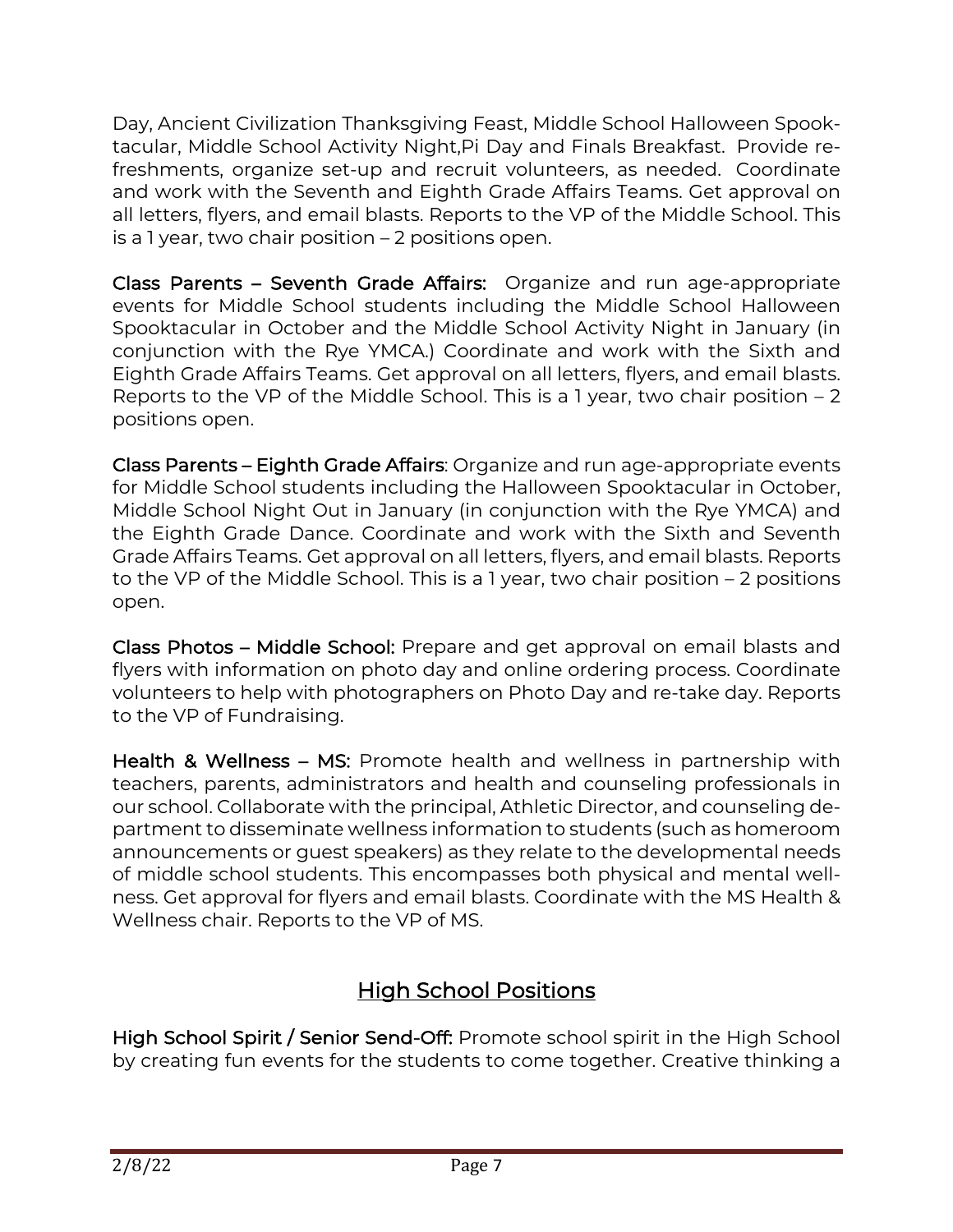Day, Ancient Civilization Thanksgiving Feast, Middle School Halloween Spooktacular, Middle School Activity Night,Pi Day and Finals Breakfast. Provide refreshments, organize set-up and recruit volunteers, as needed. Coordinate and work with the Seventh and Eighth Grade Affairs Teams. Get approval on all letters, flyers, and email blasts. Reports to the VP of the Middle School. This is a 1 year, two chair position – 2 positions open.

**Class Parents – Seventh Grade Affairs:** Organize and run age-appropriate events for Middle School students including the Middle School Halloween Spooktacular in October and the Middle School Activity Night in January (in conjunction with the Rye YMCA.) Coordinate and work with the Sixth and Eighth Grade Affairs Teams. Get approval on all letters, flyers, and email blasts. Reports to the VP of the Middle School. This is a 1 year, two chair position – 2 positions open.

**Class Parents – Eighth Grade Affairs**: Organize and run age-appropriate events for Middle School students including the Halloween Spooktacular in October, Middle School Night Out in January (in conjunction with the Rye YMCA) and the Eighth Grade Dance. Coordinate and work with the Sixth and Seventh Grade Affairs Teams. Get approval on all letters, flyers, and email blasts. Reports to the VP of the Middle School. This is a 1 year, two chair position – 2 positions open.

**Class Photos – Middle School:** Prepare and get approval on email blasts and flyers with information on photo day and online ordering process. Coordinate volunteers to help with photographers on Photo Day and re-take day. Reports to the VP of Fundraising.

**Health & Wellness – MS:** Promote health and wellness in partnership with teachers, parents, administrators and health and counseling professionals in our school. Collaborate with the principal, Athletic Director, and counseling department to disseminate wellness information to students (such as homeroom announcements or guest speakers) as they relate to the developmental needs of middle school students. This encompasses both physical and mental wellness. Get approval for flyers and email blasts. Coordinate with the MS Health & Wellness chair. Reports to the VP of MS.

## High School Positions

**High School Spirit / Senior Send-Off:** Promote school spirit in the High School by creating fun events for the students to come together. Creative thinking a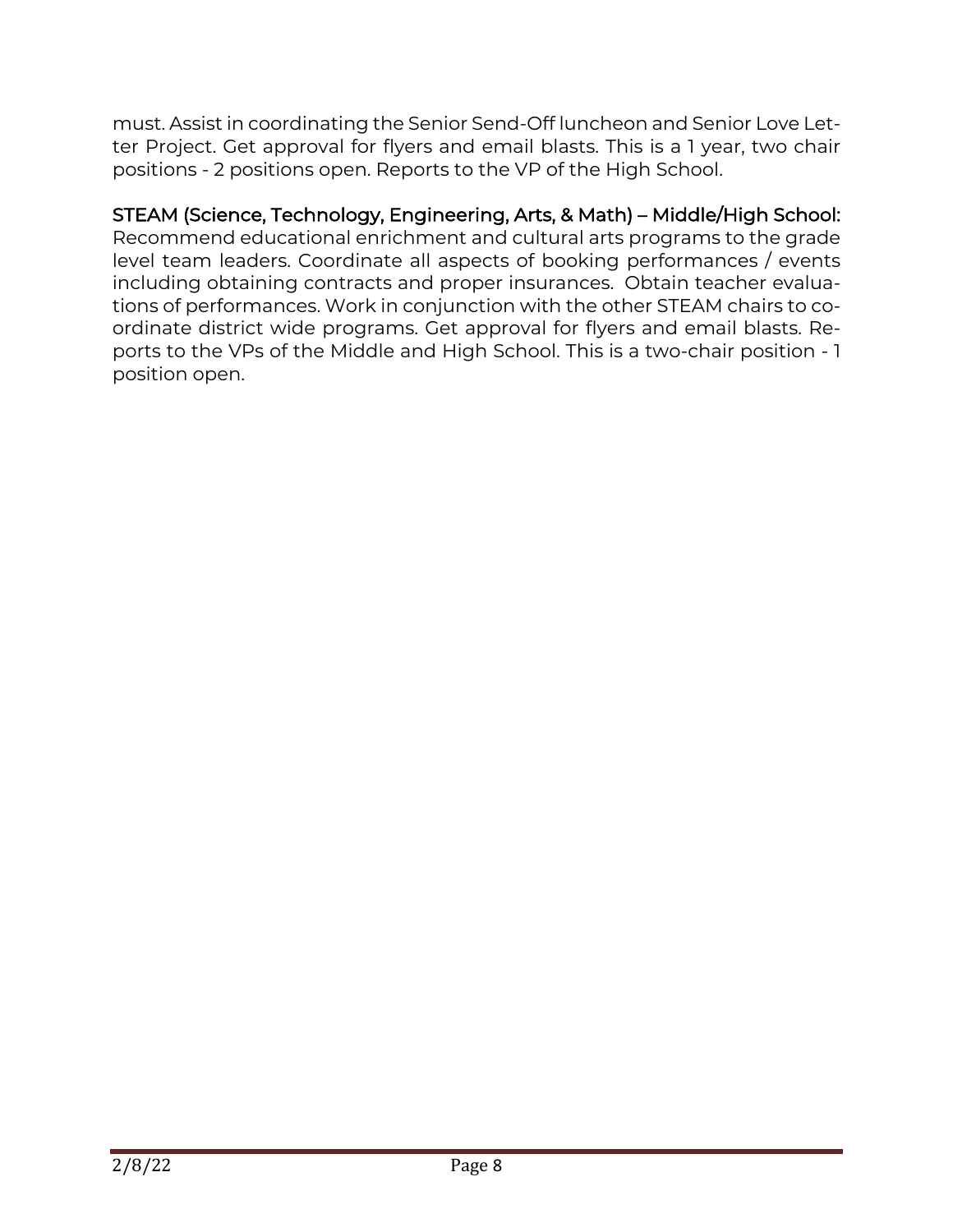must. Assist in coordinating the Senior Send-Off luncheon and Senior Love Letter Project. Get approval for flyers and email blasts. This is a 1 year, two chair positions - 2 positions open. Reports to the VP of the High School.

STEAM (Science, Technology, Engineering, Arts, & Math) – Middle/High School:
Recommend educational enrichment and cultural arts programs to the grade level team leaders. Coordinate all aspects of booking performances / events including obtaining contracts and proper insurances. Obtain teacher evaluations of performances. Work in conjunction with the other STEAM chairs to coordinate district wide programs. Get approval for flyers and email blasts. Reports to the VPs of the Middle and High School. This is a two-chair position - 1 position open.